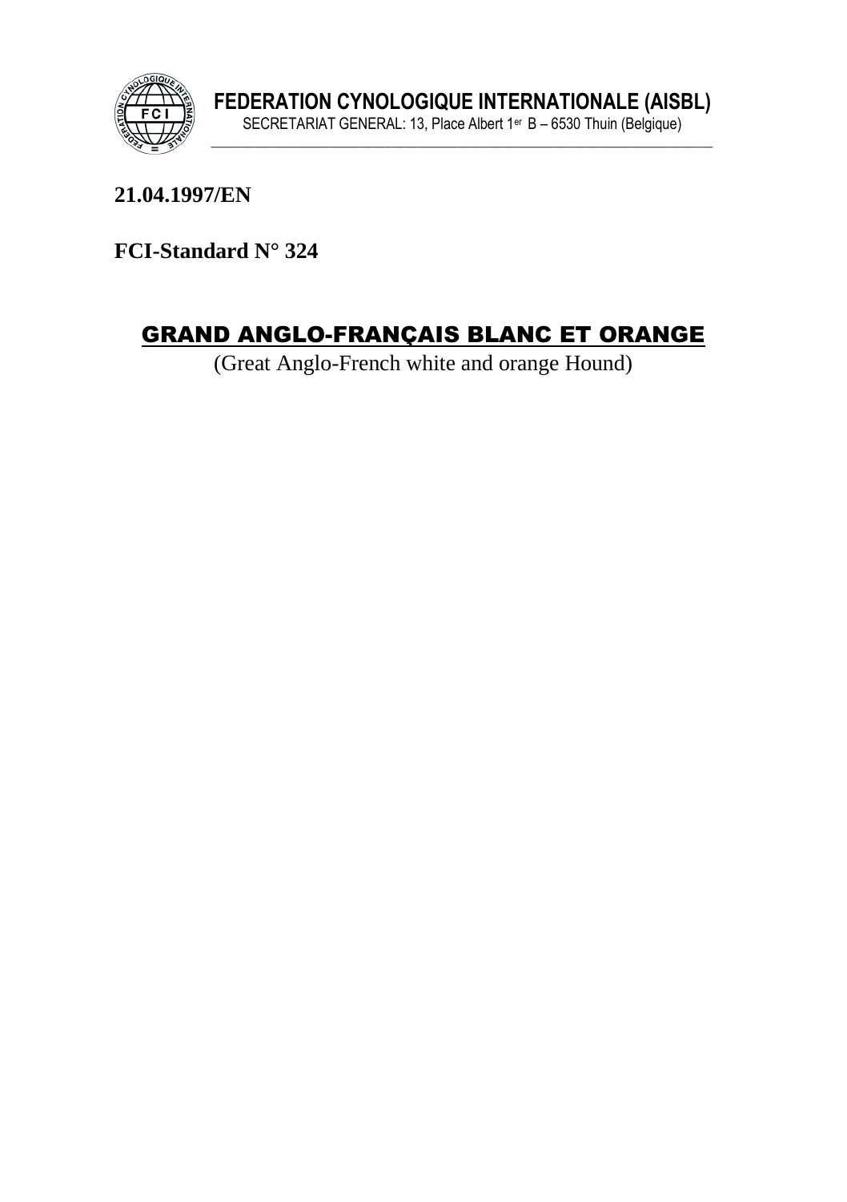**FEDERATION CYNOLOGIQUE INTERNATIONALE (AISBL)**

SECRETARIAT GENERAL: 13, Place Albert 1er B – 6530 Thuin (Belgique)

**21.04.1997/EN**

**FCI-Standard N° 324**

# GRAND ANGLO-FRANÇAIS BLANC ET ORANGE

(Great Anglo-French white and orange Hound)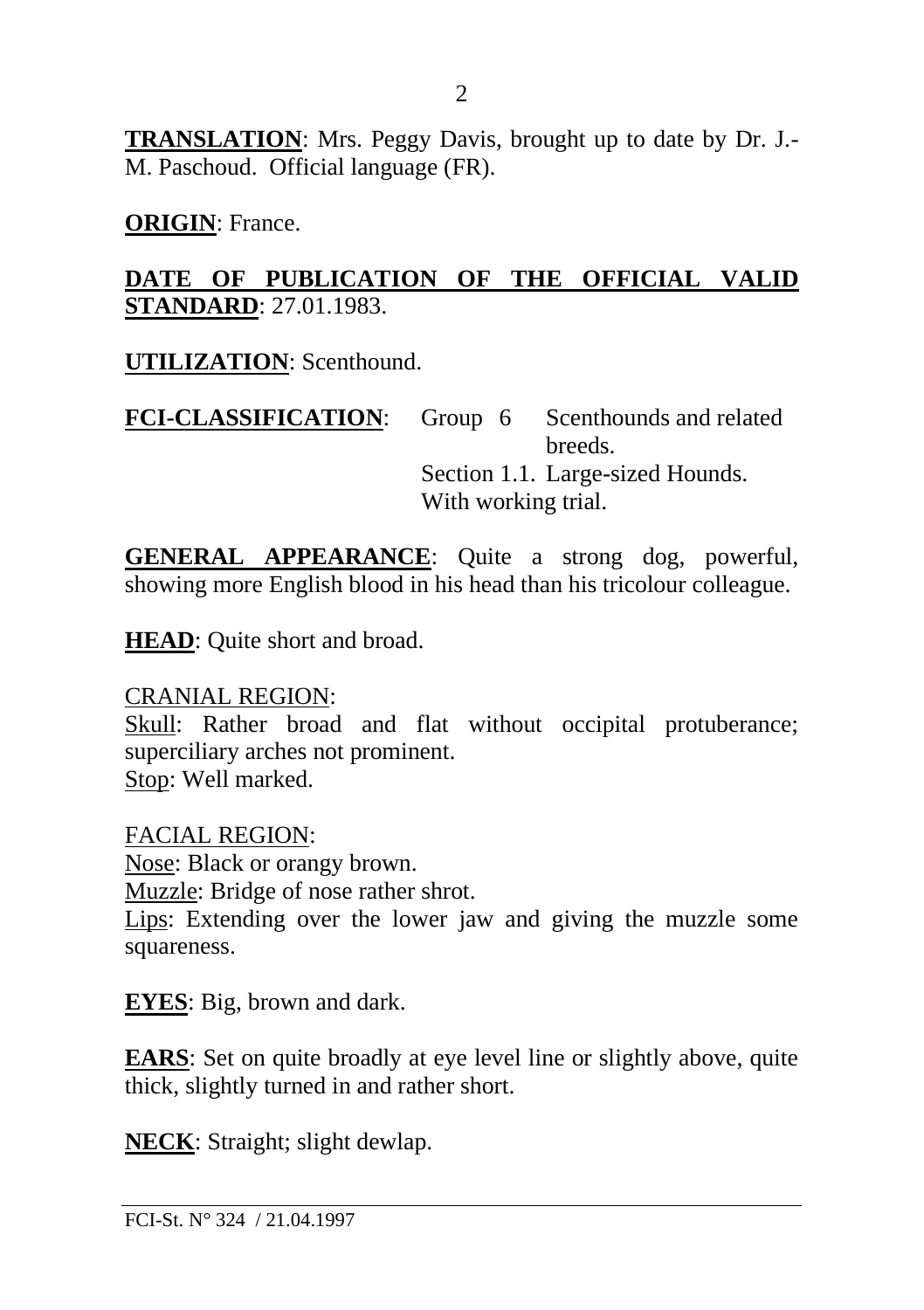**TRANSLATION**: Mrs. Peggy Davis, brought up to date by Dr. J.-M. Paschoud. Official language (FR).

**ORIGIN**: France.

**DATE OF PUBLICATION OF THE OFFICIAL VALID STANDARD**: 27.01.1983.

**UTILIZATION**: Scenthound.

**FCI-CLASSIFICATION**: Group 6 Scenthounds and related breeds.
Section 1.1. Large-sized Hounds.
With working trial.

**GENERAL APPEARANCE**: Quite a strong dog, powerful, showing more English blood in his head than his tricolour colleague.

**HEAD**: Quite short and broad.

CRANIAL REGION:
Skull: Rather broad and flat without occipital protuberance; superciliary arches not prominent.
Stop: Well marked.

FACIAL REGION:
Nose: Black or orangy brown.
Muzzle: Bridge of nose rather shrot.
Lips: Extending over the lower jaw and giving the muzzle some squareness.

**EYES**: Big, brown and dark.

**EARS**: Set on quite broadly at eye level line or slightly above, quite thick, slightly turned in and rather short.

**NECK**: Straight; slight dewlap.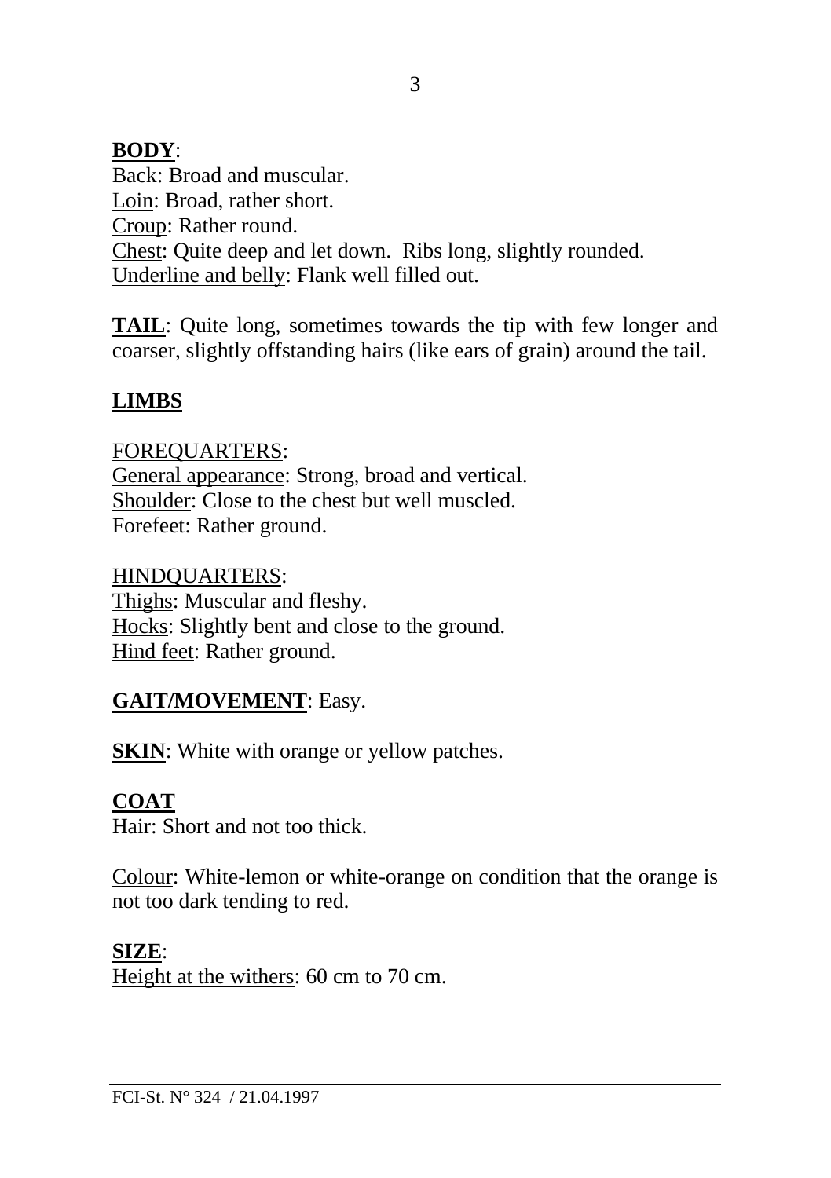**BODY**:
Back: Broad and muscular.
Loin: Broad, rather short.
Croup: Rather round.
Chest: Quite deep and let down. Ribs long, slightly rounded.
Underline and belly: Flank well filled out.

**TAIL**: Quite long, sometimes towards the tip with few longer and coarser, slightly offstanding hairs (like ears of grain) around the tail.

**LIMBS**

FOREQUARTERS:
General appearance: Strong, broad and vertical.
Shoulder: Close to the chest but well muscled.
Forefeet: Rather ground.

HINDQUARTERS:
Thighs: Muscular and fleshy.
Hocks: Slightly bent and close to the ground.
Hind feet: Rather ground.

**GAIT/MOVEMENT**: Easy.

**SKIN**: White with orange or yellow patches.

**COAT**
Hair: Short and not too thick.

Colour: White-lemon or white-orange on condition that the orange is not too dark tending to red.

**SIZE**:
Height at the withers: 60 cm to 70 cm.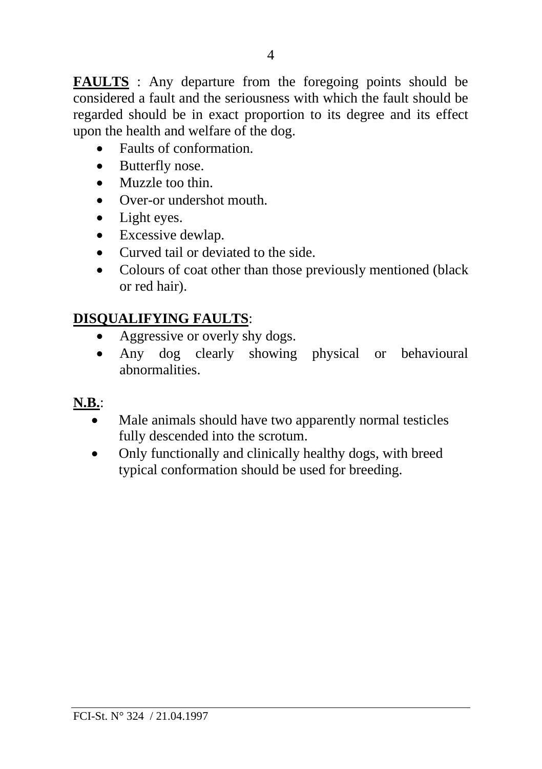**FAULTS** : Any departure from the foregoing points should be considered a fault and the seriousness with which the fault should be regarded should be in exact proportion to its degree and its effect upon the health and welfare of the dog.

- Faults of conformation.
- Butterfly nose.
- Muzzle too thin.
- Over-or undershot mouth.
- Light eyes.
- Excessive dewlap.
- Curved tail or deviated to the side.
- Colours of coat other than those previously mentioned (black or red hair).

**DISQUALIFYING FAULTS**:

- Aggressive or overly shy dogs.
- Any dog clearly showing physical or behavioural abnormalities.

**N.B.**:

- Male animals should have two apparently normal testicles fully descended into the scrotum.
- Only functionally and clinically healthy dogs, with breed typical conformation should be used for breeding.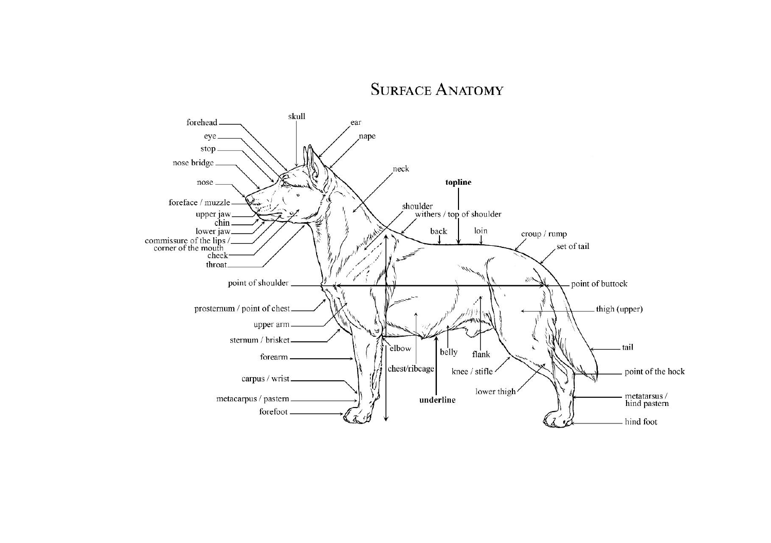# Surface Anatomy

forehead

eye

stop

nose bridge

nose

foreface / muzzle

upper jaw

chin

lower jaw

commissure of the lips / corner of the mouth

cheek

throat

skull

ear

nape

neck

topline

shoulder

withers / top of shoulder

back

loin

croup / rump

set of tail

point of shoulder

point of buttock

prosternum / point of chest

thigh (upper)

upper arm

sternum / brisket

elbow

belly

flank

tail

forearm

chest/ribcage

knee / stifle

point of the hock

carpus / wrist

lower thigh

metacarpus / pastern

underline

metatarsus / hind pastern

forefoot

hind foot